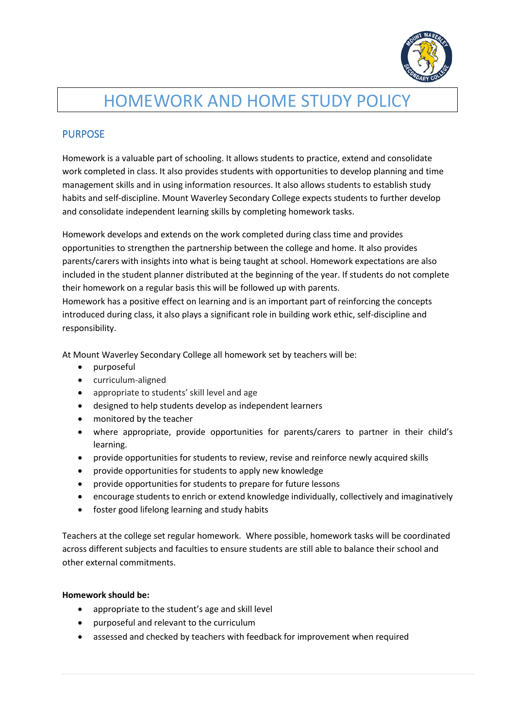# HOMEWORK AND HOME STUDY POLICY

## PURPOSE

Homework is a valuable part of schooling. It allows students to practice, extend and consolidate work completed in class. It also provides students with opportunities to develop planning and time management skills and in using information resources. It also allows students to establish study habits and self-discipline. Mount Waverley Secondary College expects students to further develop and consolidate independent learning skills by completing homework tasks.

Homework develops and extends on the work completed during class time and provides opportunities to strengthen the partnership between the college and home. It also provides parents/carers with insights into what is being taught at school. Homework expectations are also included in the student planner distributed at the beginning of the year. If students do not complete their homework on a regular basis this will be followed up with parents.
Homework has a positive effect on learning and is an important part of reinforcing the concepts introduced during class, it also plays a significant role in building work ethic, self-discipline and responsibility.

At Mount Waverley Secondary College all homework set by teachers will be:

- purposeful
- curriculum-aligned
- appropriate to students' skill level and age
- designed to help students develop as independent learners
- monitored by the teacher
- where appropriate, provide opportunities for parents/carers to partner in their child's learning.
- provide opportunities for students to review, revise and reinforce newly acquired skills
- provide opportunities for students to apply new knowledge
- provide opportunities for students to prepare for future lessons
- encourage students to enrich or extend knowledge individually, collectively and imaginatively
- foster good lifelong learning and study habits

Teachers at the college set regular homework. Where possible, homework tasks will be coordinated across different subjects and faculties to ensure students are still able to balance their school and other external commitments.

**Homework should be:**

- appropriate to the student's age and skill level
- purposeful and relevant to the curriculum
- assessed and checked by teachers with feedback for improvement when required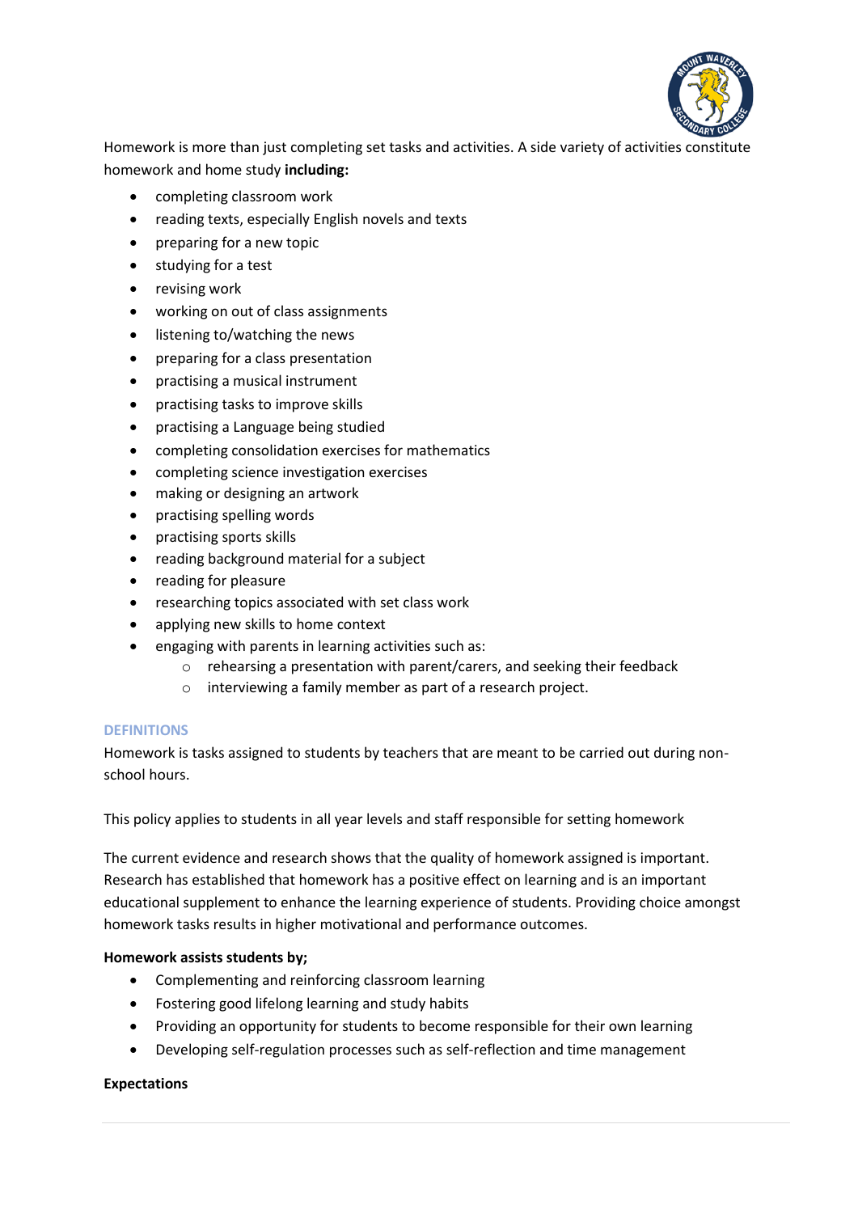Homework is more than just completing set tasks and activities. A side variety of activities constitute homework and home study **including:**

- completing classroom work
- reading texts, especially English novels and texts
- preparing for a new topic
- studying for a test
- revising work
- working on out of class assignments
- listening to/watching the news
- preparing for a class presentation
- practising a musical instrument
- practising tasks to improve skills
- practising a Language being studied
- completing consolidation exercises for mathematics
- completing science investigation exercises
- making or designing an artwork
- practising spelling words
- practising sports skills
- reading background material for a subject
- reading for pleasure
- researching topics associated with set class work
- applying new skills to home context
- engaging with parents in learning activities such as:
    - rehearsing a presentation with parent/carers, and seeking their feedback
    - interviewing a family member as part of a research project.

## DEFINITIONS

Homework is tasks assigned to students by teachers that are meant to be carried out during non-school hours.

This policy applies to students in all year levels and staff responsible for setting homework

The current evidence and research shows that the quality of homework assigned is important. Research has established that homework has a positive effect on learning and is an important educational supplement to enhance the learning experience of students. Providing choice amongst homework tasks results in higher motivational and performance outcomes.

**Homework assists students by;**

- Complementing and reinforcing classroom learning
- Fostering good lifelong learning and study habits
- Providing an opportunity for students to become responsible for their own learning
- Developing self-regulation processes such as self-reflection and time management

**Expectations**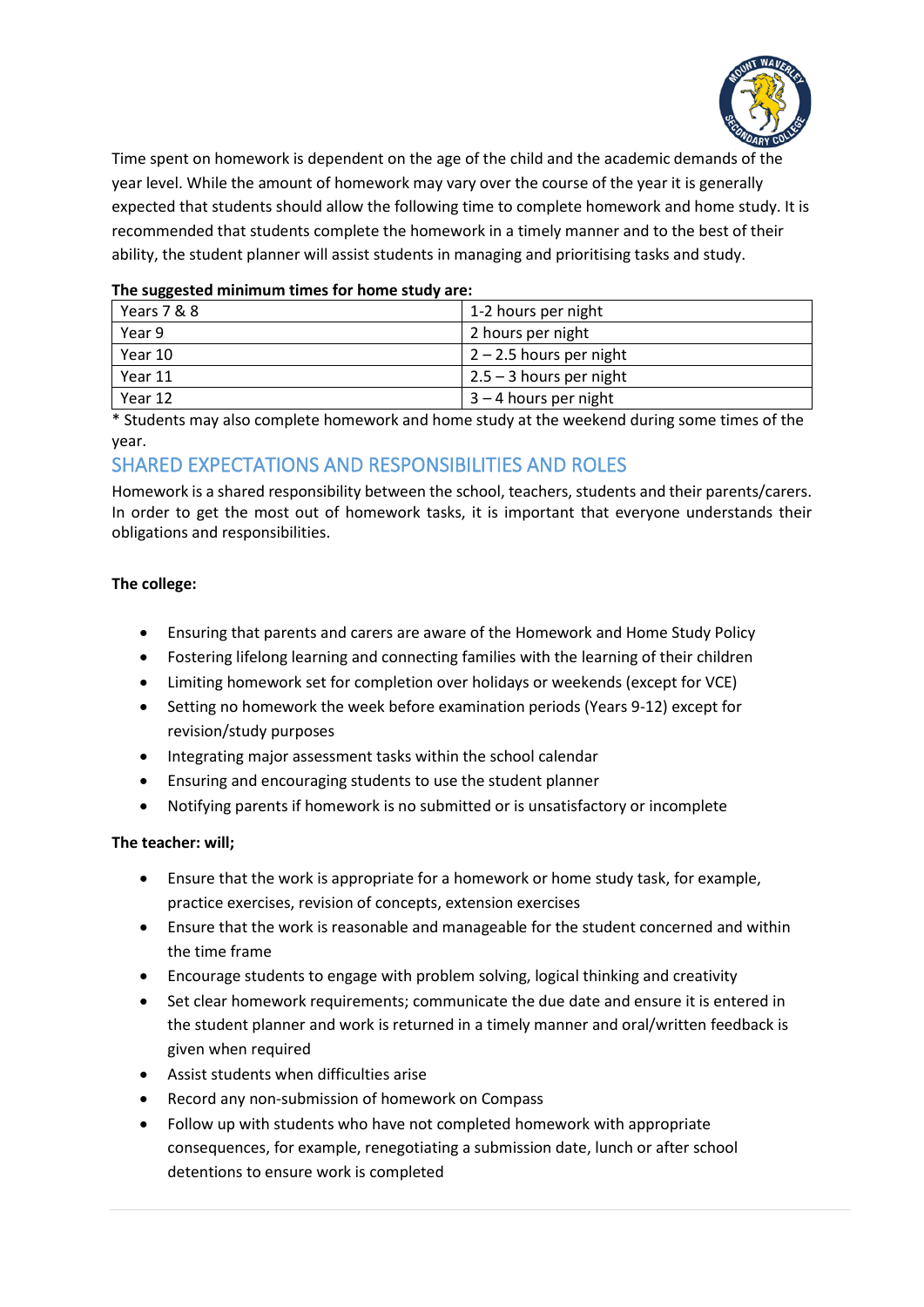Time spent on homework is dependent on the age of the child and the academic demands of the year level. While the amount of homework may vary over the course of the year it is generally expected that students should allow the following time to complete homework and home study. It is recommended that students complete the homework in a timely manner and to the best of their ability, the student planner will assist students in managing and prioritising tasks and study.

**The suggested minimum times for home study are:**

| Years 7 & 8 | 1-2 hours per night |
|---|---|
| Year 9 | 2 hours per night |
| Year 10 | 2 – 2.5 hours per night |
| Year 11 | 2.5 – 3 hours per night |
| Year 12 | 3 – 4 hours per night |

* Students may also complete homework and home study at the weekend during some times of the year.

## SHARED EXPECTATIONS AND RESPONSIBILITIES AND ROLES

Homework is a shared responsibility between the school, teachers, students and their parents/carers. In order to get the most out of homework tasks, it is important that everyone understands their obligations and responsibilities.

**The college:**

- Ensuring that parents and carers are aware of the Homework and Home Study Policy
- Fostering lifelong learning and connecting families with the learning of their children
- Limiting homework set for completion over holidays or weekends (except for VCE)
- Setting no homework the week before examination periods (Years 9-12) except for revision/study purposes
- Integrating major assessment tasks within the school calendar
- Ensuring and encouraging students to use the student planner
- Notifying parents if homework is no submitted or is unsatisfactory or incomplete

**The teacher: will;**

- Ensure that the work is appropriate for a homework or home study task, for example, practice exercises, revision of concepts, extension exercises
- Ensure that the work is reasonable and manageable for the student concerned and within the time frame
- Encourage students to engage with problem solving, logical thinking and creativity
- Set clear homework requirements; communicate the due date and ensure it is entered in the student planner and work is returned in a timely manner and oral/written feedback is given when required
- Assist students when difficulties arise
- Record any non-submission of homework on Compass
- Follow up with students who have not completed homework with appropriate consequences, for example, renegotiating a submission date, lunch or after school detentions to ensure work is completed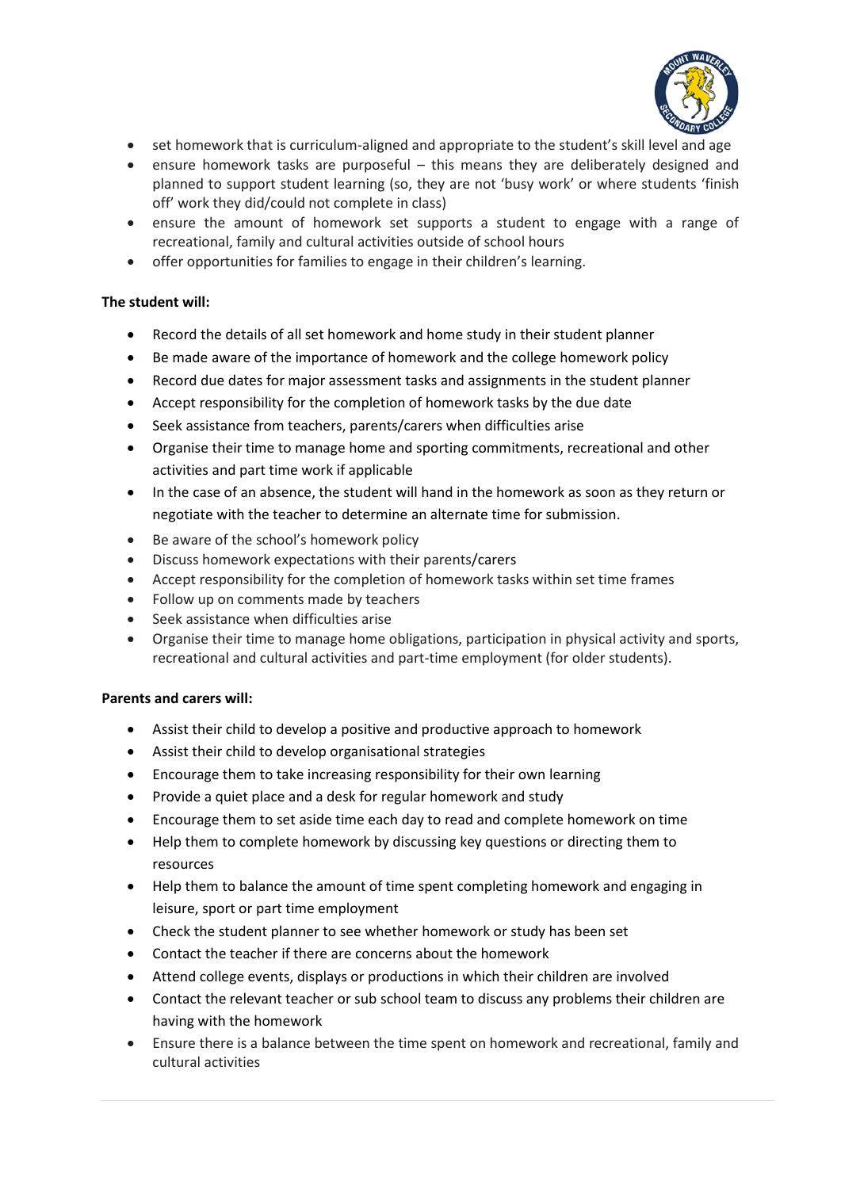- set homework that is curriculum-aligned and appropriate to the student's skill level and age
- ensure homework tasks are purposeful – this means they are deliberately designed and planned to support student learning (so, they are not 'busy work' or where students 'finish off' work they did/could not complete in class)
- ensure the amount of homework set supports a student to engage with a range of recreational, family and cultural activities outside of school hours
- offer opportunities for families to engage in their children's learning.

**The student will:**

- Record the details of all set homework and home study in their student planner
- Be made aware of the importance of homework and the college homework policy
- Record due dates for major assessment tasks and assignments in the student planner
- Accept responsibility for the completion of homework tasks by the due date
- Seek assistance from teachers, parents/carers when difficulties arise
- Organise their time to manage home and sporting commitments, recreational and other activities and part time work if applicable
- In the case of an absence, the student will hand in the homework as soon as they return or negotiate with the teacher to determine an alternate time for submission.
- Be aware of the school's homework policy
- Discuss homework expectations with their parents/carers
- Accept responsibility for the completion of homework tasks within set time frames
- Follow up on comments made by teachers
- Seek assistance when difficulties arise
- Organise their time to manage home obligations, participation in physical activity and sports, recreational and cultural activities and part-time employment (for older students).

**Parents and carers will:**

- Assist their child to develop a positive and productive approach to homework
- Assist their child to develop organisational strategies
- Encourage them to take increasing responsibility for their own learning
- Provide a quiet place and a desk for regular homework and study
- Encourage them to set aside time each day to read and complete homework on time
- Help them to complete homework by discussing key questions or directing them to resources
- Help them to balance the amount of time spent completing homework and engaging in leisure, sport or part time employment
- Check the student planner to see whether homework or study has been set
- Contact the teacher if there are concerns about the homework
- Attend college events, displays or productions in which their children are involved
- Contact the relevant teacher or sub school team to discuss any problems their children are having with the homework
- Ensure there is a balance between the time spent on homework and recreational, family and cultural activities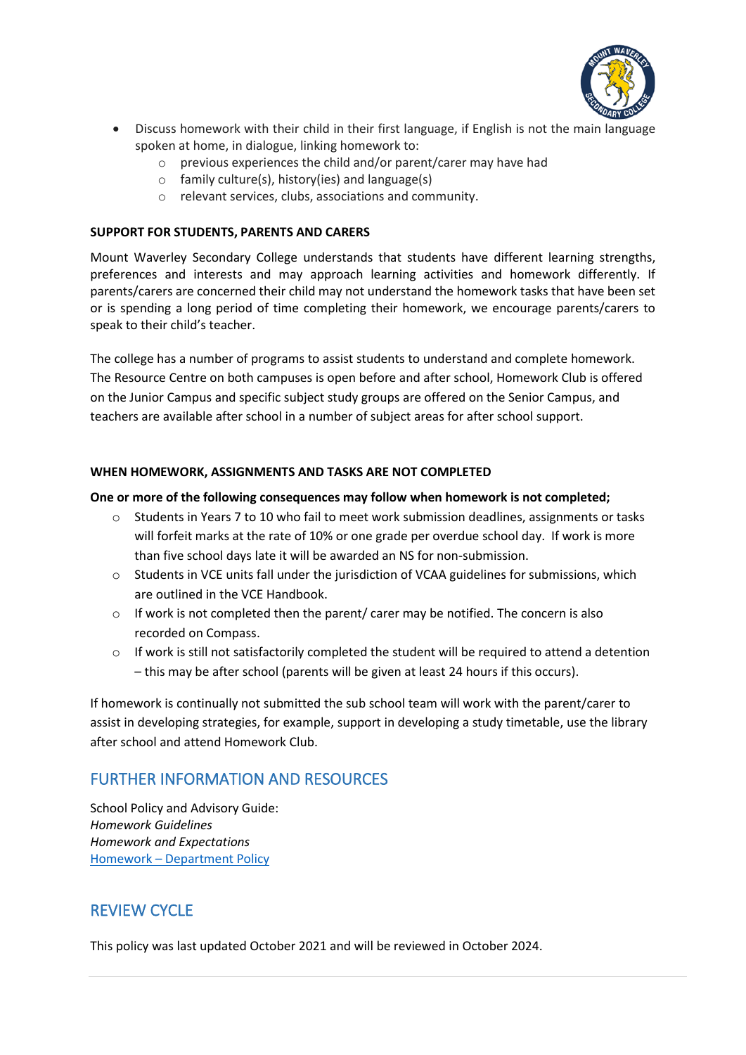- Discuss homework with their child in their first language, if English is not the main language spoken at home, in dialogue, linking homework to:
    - previous experiences the child and/or parent/carer may have had
    - family culture(s), history(ies) and language(s)
    - relevant services, clubs, associations and community.

**SUPPORT FOR STUDENTS, PARENTS AND CARERS**

Mount Waverley Secondary College understands that students have different learning strengths, preferences and interests and may approach learning activities and homework differently. If parents/carers are concerned their child may not understand the homework tasks that have been set or is spending a long period of time completing their homework, we encourage parents/carers to speak to their child's teacher.

The college has a number of programs to assist students to understand and complete homework. The Resource Centre on both campuses is open before and after school, Homework Club is offered on the Junior Campus and specific subject study groups are offered on the Senior Campus, and teachers are available after school in a number of subject areas for after school support.

**WHEN HOMEWORK, ASSIGNMENTS AND TASKS ARE NOT COMPLETED**

**One or more of the following consequences may follow when homework is not completed;**

- Students in Years 7 to 10 who fail to meet work submission deadlines, assignments or tasks will forfeit marks at the rate of 10% or one grade per overdue school day. If work is more than five school days late it will be awarded an NS for non-submission.
- Students in VCE units fall under the jurisdiction of VCAA guidelines for submissions, which are outlined in the VCE Handbook.
- If work is not completed then the parent/ carer may be notified. The concern is also recorded on Compass.
- If work is still not satisfactorily completed the student will be required to attend a detention – this may be after school (parents will be given at least 24 hours if this occurs).

If homework is continually not submitted the sub school team will work with the parent/carer to assist in developing strategies, for example, support in developing a study timetable, use the library after school and attend Homework Club.

## FURTHER INFORMATION AND RESOURCES

School Policy and Advisory Guide:
*Homework Guidelines*
*Homework and Expectations*
Homework – Department Policy

## REVIEW CYCLE

This policy was last updated October 2021 and will be reviewed in October 2024.